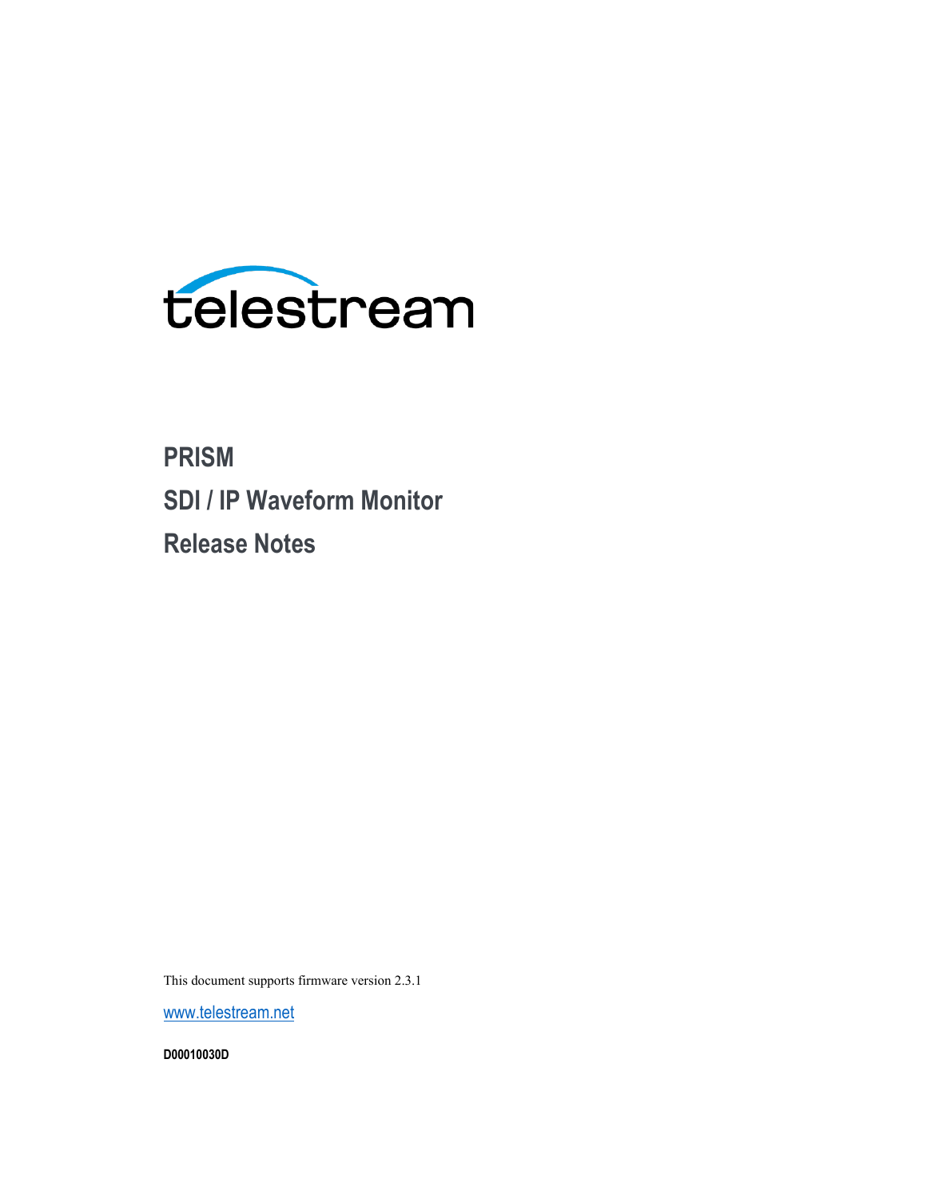telestream

# PRISM

# SDI / IP Waveform Monitor

# Release Notes

This document supports firmware version 2.3.1

www.telestream.net

**D00010030D**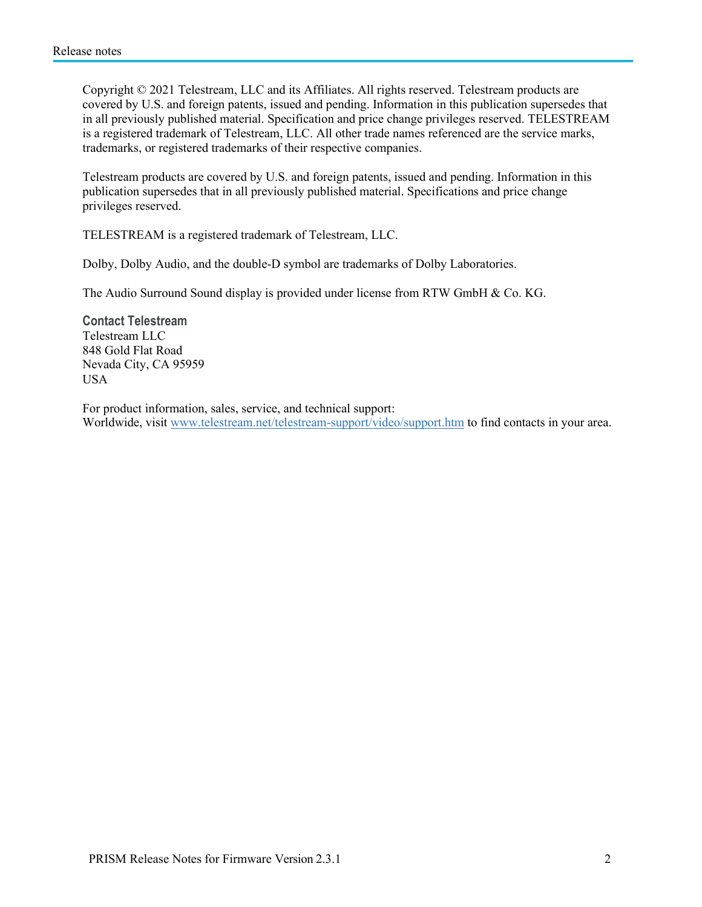Copyright © 2021 Telestream, LLC and its Affiliates. All rights reserved. Telestream products are covered by U.S. and foreign patents, issued and pending. Information in this publication supersedes that in all previously published material. Specification and price change privileges reserved. TELESTREAM is a registered trademark of Telestream, LLC. All other trade names referenced are the service marks, trademarks, or registered trademarks of their respective companies.

Telestream products are covered by U.S. and foreign patents, issued and pending. Information in this publication supersedes that in all previously published material. Specifications and price change privileges reserved.

TELESTREAM is a registered trademark of Telestream, LLC.

Dolby, Dolby Audio, and the double-D symbol are trademarks of Dolby Laboratories.

The Audio Surround Sound display is provided under license from RTW GmbH & Co. KG.

**Contact Telestream**

Telestream LLC
848 Gold Flat Road
Nevada City, CA 95959
USA

For product information, sales, service, and technical support:
Worldwide, visit [www.telestream.net/telestream-support/video/support.htm](http://www.telestream.net/telestream-support/video/support.htm) to find contacts in your area.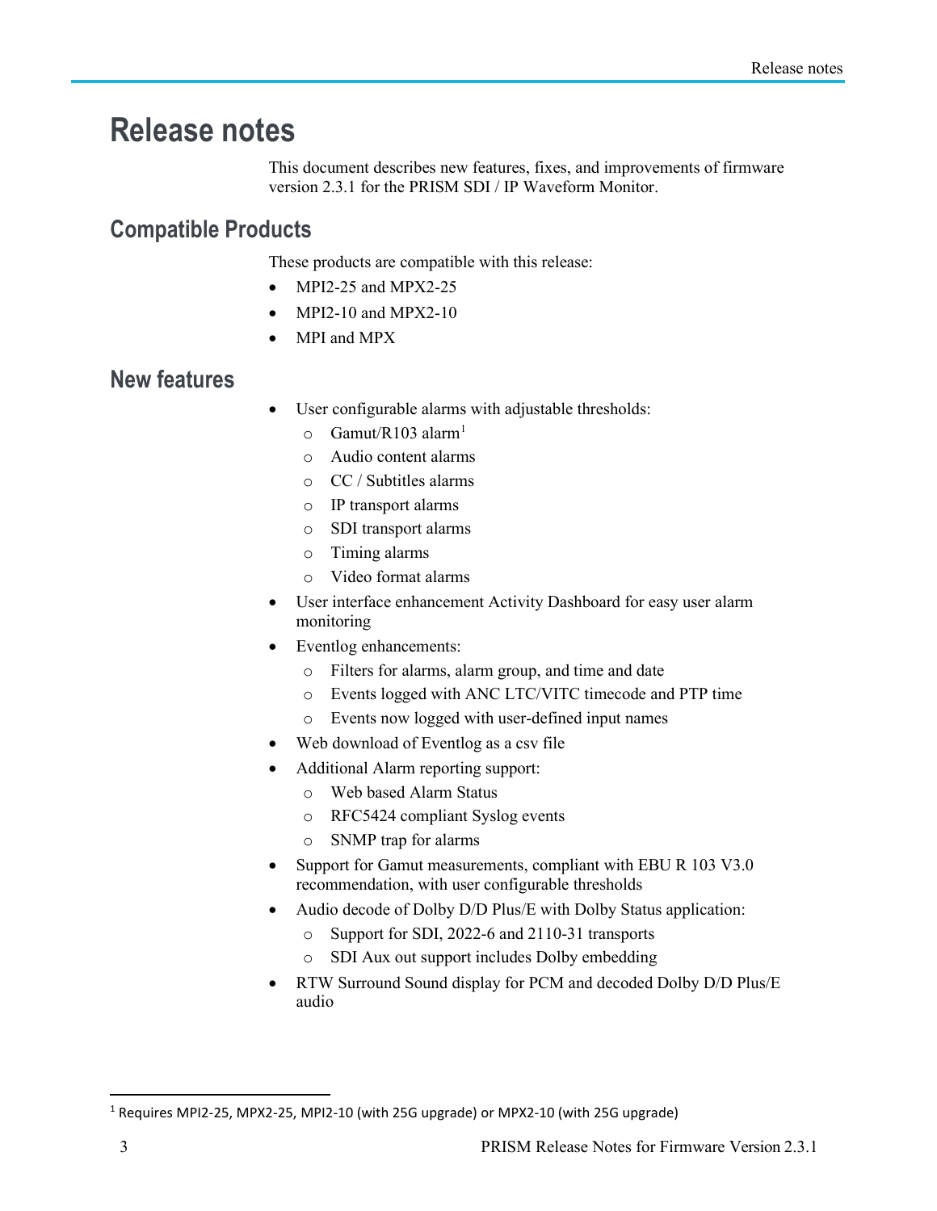# Release notes

This document describes new features, fixes, and improvements of firmware version 2.3.1 for the PRISM SDI / IP Waveform Monitor.

## Compatible Products

These products are compatible with this release:

- MPI2-25 and MPX2-25
- MPI2-10 and MPX2-10
- MPI and MPX

## New features

- User configurable alarms with adjustable thresholds:
  - Gamut/R103 alarm[1]
  - Audio content alarms
  - CC / Subtitles alarms
  - IP transport alarms
  - SDI transport alarms
  - Timing alarms
  - Video format alarms
- User interface enhancement Activity Dashboard for easy user alarm monitoring
- Eventlog enhancements:
  - Filters for alarms, alarm group, and time and date
  - Events logged with ANC LTC/VITC timecode and PTP time
  - Events now logged with user-defined input names
- Web download of Eventlog as a csv file
- Additional Alarm reporting support:
  - Web based Alarm Status
  - RFC5424 compliant Syslog events
  - SNMP trap for alarms
- Support for Gamut measurements, compliant with EBU R 103 V3.0 recommendation, with user configurable thresholds
- Audio decode of Dolby D/D Plus/E with Dolby Status application:
  - Support for SDI, 2022-6 and 2110-31 transports
  - SDI Aux out support includes Dolby embedding
- RTW Surround Sound display for PCM and decoded Dolby D/D Plus/E audio

[1] Requires MPI2-25, MPX2-25, MPI2-10 (with 25G upgrade) or MPX2-10 (with 25G upgrade)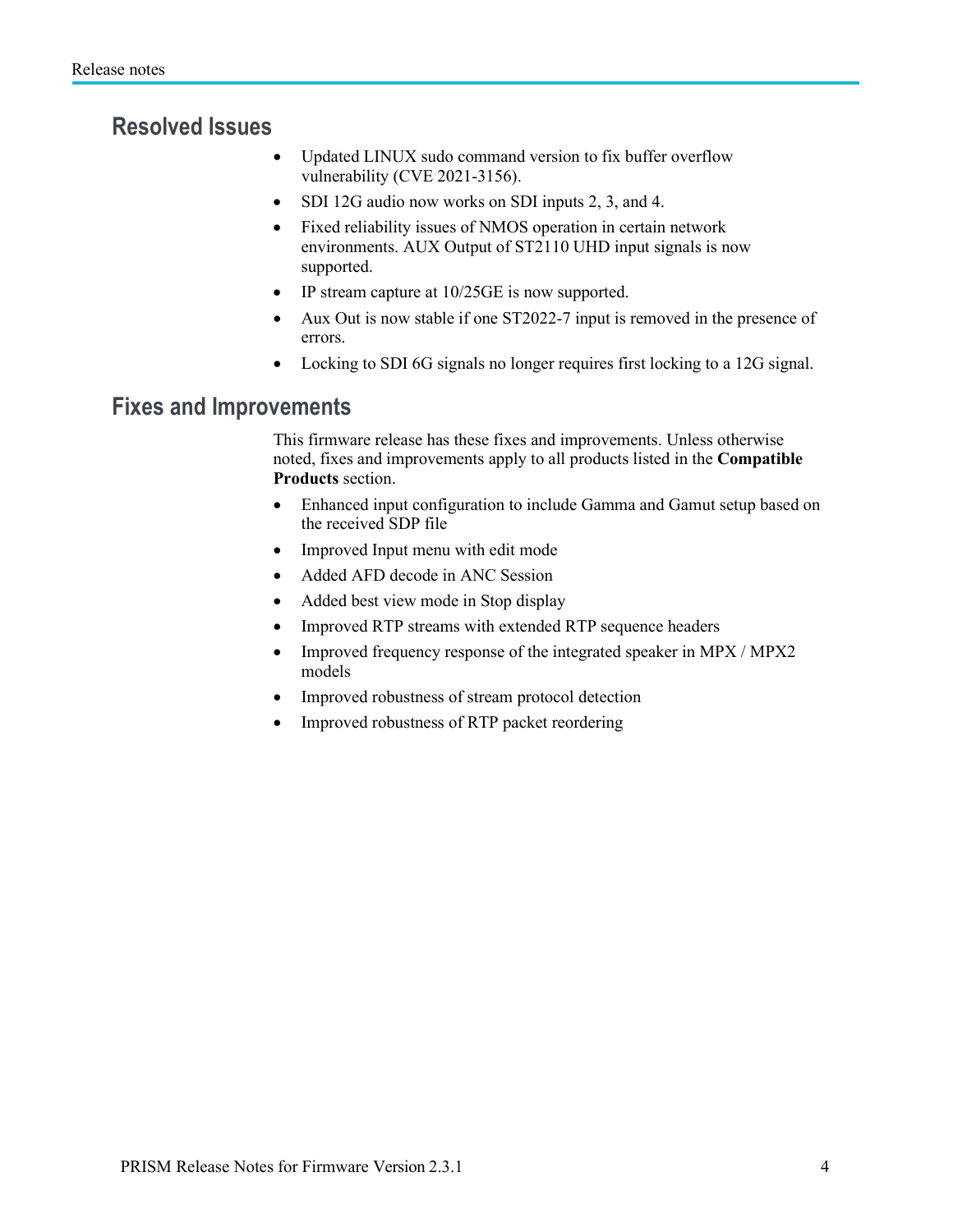## Resolved Issues

- Updated LINUX sudo command version to fix buffer overflow vulnerability (CVE 2021-3156).
- SDI 12G audio now works on SDI inputs 2, 3, and 4.
- Fixed reliability issues of NMOS operation in certain network environments. AUX Output of ST2110 UHD input signals is now supported.
- IP stream capture at 10/25GE is now supported.
- Aux Out is now stable if one ST2022-7 input is removed in the presence of errors.
- Locking to SDI 6G signals no longer requires first locking to a 12G signal.

## Fixes and Improvements

This firmware release has these fixes and improvements. Unless otherwise noted, fixes and improvements apply to all products listed in the **Compatible Products** section.

- Enhanced input configuration to include Gamma and Gamut setup based on the received SDP file
- Improved Input menu with edit mode
- Added AFD decode in ANC Session
- Added best view mode in Stop display
- Improved RTP streams with extended RTP sequence headers
- Improved frequency response of the integrated speaker in MPX / MPX2 models
- Improved robustness of stream protocol detection
- Improved robustness of RTP packet reordering